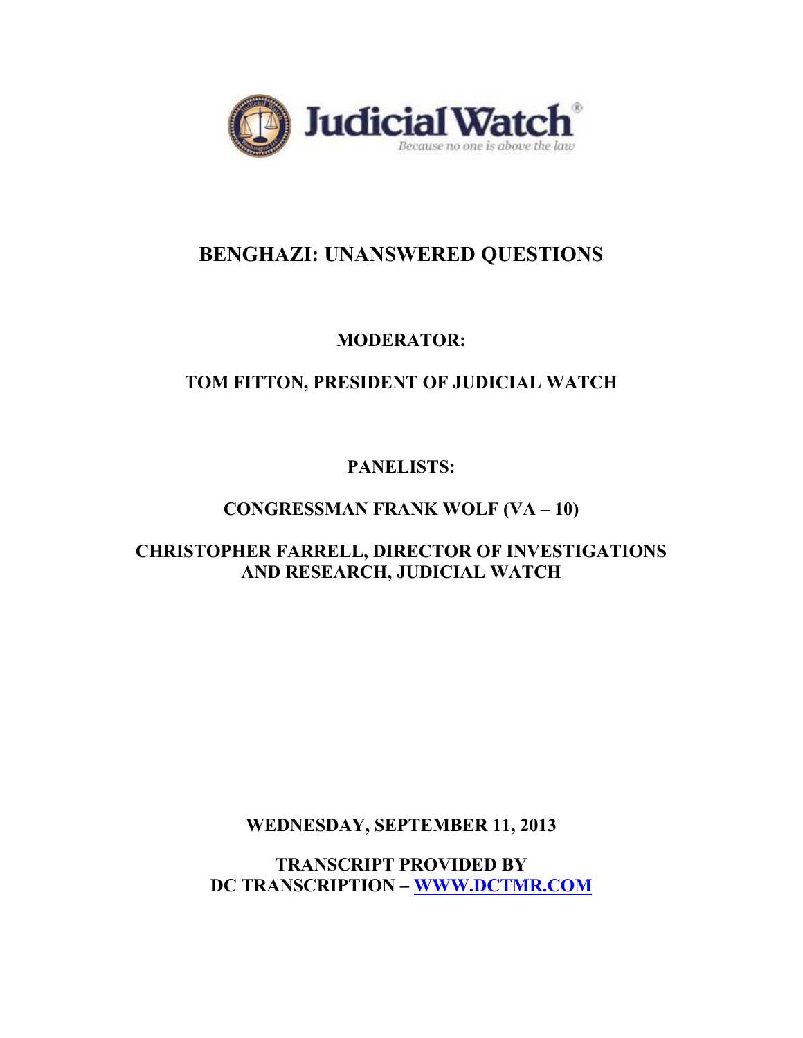Judicial Watch®

*Because no one is above the law*

# BENGHAZI: UNANSWERED QUESTIONS

**MODERATOR:**

**TOM FITTON, PRESIDENT OF JUDICIAL WATCH**

**PANELISTS:**

**CONGRESSMAN FRANK WOLF (VA – 10)**

**CHRISTOPHER FARRELL, DIRECTOR OF INVESTIGATIONS AND RESEARCH, JUDICIAL WATCH**

**WEDNESDAY, SEPTEMBER 11, 2013**

**TRANSCRIPT PROVIDED BY**
**DC TRANSCRIPTION – WWW.DCTMR.COM**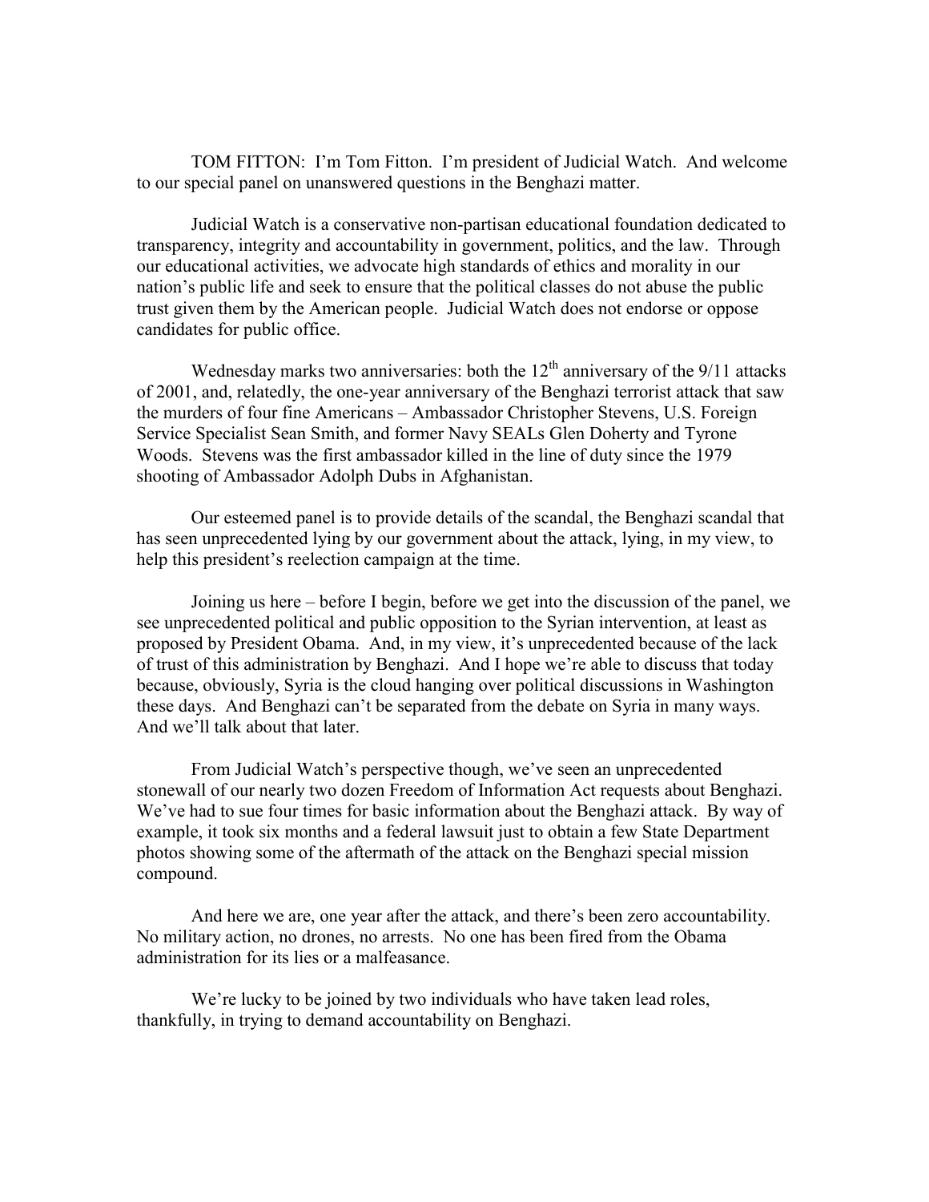TOM FITTON: I'm Tom Fitton. I'm president of Judicial Watch. And welcome to our special panel on unanswered questions in the Benghazi matter.

Judicial Watch is a conservative non-partisan educational foundation dedicated to transparency, integrity and accountability in government, politics, and the law. Through our educational activities, we advocate high standards of ethics and morality in our nation's public life and seek to ensure that the political classes do not abuse the public trust given them by the American people. Judicial Watch does not endorse or oppose candidates for public office.

Wednesday marks two anniversaries: both the 12th anniversary of the 9/11 attacks of 2001, and, relatedly, the one-year anniversary of the Benghazi terrorist attack that saw the murders of four fine Americans – Ambassador Christopher Stevens, U.S. Foreign Service Specialist Sean Smith, and former Navy SEALs Glen Doherty and Tyrone Woods. Stevens was the first ambassador killed in the line of duty since the 1979 shooting of Ambassador Adolph Dubs in Afghanistan.

Our esteemed panel is to provide details of the scandal, the Benghazi scandal that has seen unprecedented lying by our government about the attack, lying, in my view, to help this president's reelection campaign at the time.

Joining us here – before I begin, before we get into the discussion of the panel, we see unprecedented political and public opposition to the Syrian intervention, at least as proposed by President Obama. And, in my view, it's unprecedented because of the lack of trust of this administration by Benghazi. And I hope we're able to discuss that today because, obviously, Syria is the cloud hanging over political discussions in Washington these days. And Benghazi can't be separated from the debate on Syria in many ways. And we'll talk about that later.

From Judicial Watch's perspective though, we've seen an unprecedented stonewall of our nearly two dozen Freedom of Information Act requests about Benghazi. We've had to sue four times for basic information about the Benghazi attack. By way of example, it took six months and a federal lawsuit just to obtain a few State Department photos showing some of the aftermath of the attack on the Benghazi special mission compound.

And here we are, one year after the attack, and there's been zero accountability. No military action, no drones, no arrests. No one has been fired from the Obama administration for its lies or a malfeasance.

We're lucky to be joined by two individuals who have taken lead roles, thankfully, in trying to demand accountability on Benghazi.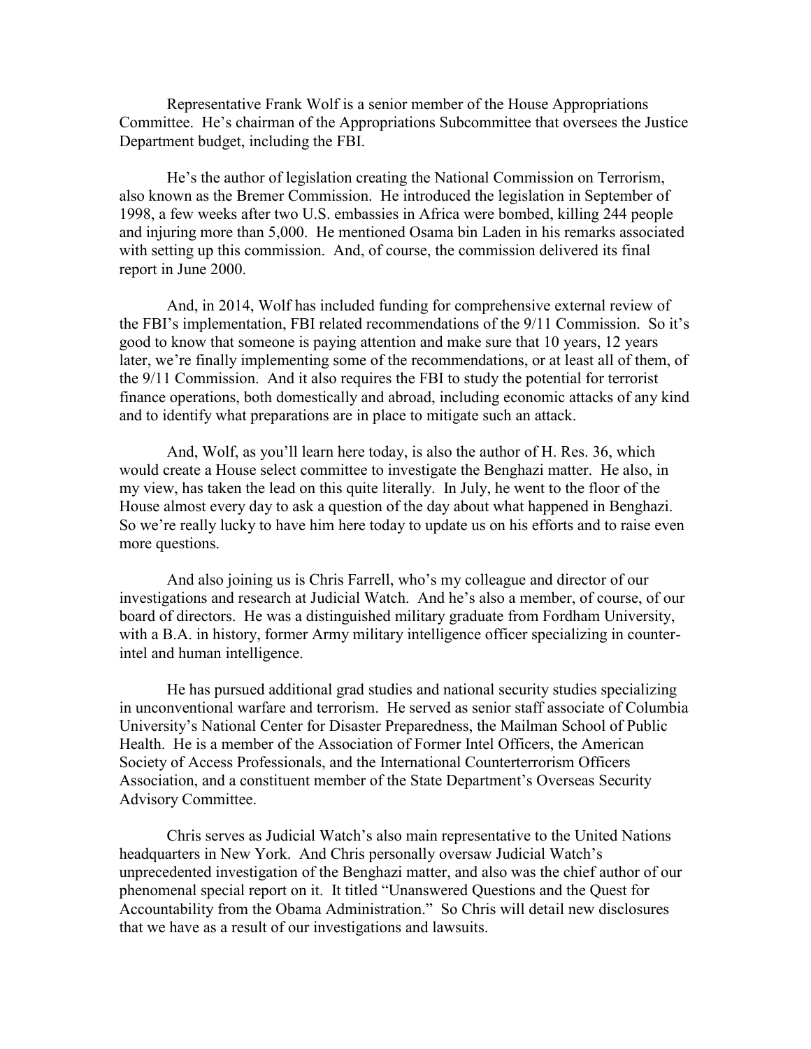Representative Frank Wolf is a senior member of the House Appropriations Committee. He's chairman of the Appropriations Subcommittee that oversees the Justice Department budget, including the FBI.

He's the author of legislation creating the National Commission on Terrorism, also known as the Bremer Commission. He introduced the legislation in September of 1998, a few weeks after two U.S. embassies in Africa were bombed, killing 244 people and injuring more than 5,000. He mentioned Osama bin Laden in his remarks associated with setting up this commission. And, of course, the commission delivered its final report in June 2000.

And, in 2014, Wolf has included funding for comprehensive external review of the FBI's implementation, FBI related recommendations of the 9/11 Commission. So it's good to know that someone is paying attention and make sure that 10 years, 12 years later, we're finally implementing some of the recommendations, or at least all of them, of the 9/11 Commission. And it also requires the FBI to study the potential for terrorist finance operations, both domestically and abroad, including economic attacks of any kind and to identify what preparations are in place to mitigate such an attack.

And, Wolf, as you'll learn here today, is also the author of H. Res. 36, which would create a House select committee to investigate the Benghazi matter. He also, in my view, has taken the lead on this quite literally. In July, he went to the floor of the House almost every day to ask a question of the day about what happened in Benghazi. So we're really lucky to have him here today to update us on his efforts and to raise even more questions.

And also joining us is Chris Farrell, who's my colleague and director of our investigations and research at Judicial Watch. And he's also a member, of course, of our board of directors. He was a distinguished military graduate from Fordham University, with a B.A. in history, former Army military intelligence officer specializing in counter-intel and human intelligence.

He has pursued additional grad studies and national security studies specializing in unconventional warfare and terrorism. He served as senior staff associate of Columbia University's National Center for Disaster Preparedness, the Mailman School of Public Health. He is a member of the Association of Former Intel Officers, the American Society of Access Professionals, and the International Counterterrorism Officers Association, and a constituent member of the State Department's Overseas Security Advisory Committee.

Chris serves as Judicial Watch's also main representative to the United Nations headquarters in New York. And Chris personally oversaw Judicial Watch's unprecedented investigation of the Benghazi matter, and also was the chief author of our phenomenal special report on it. It titled "Unanswered Questions and the Quest for Accountability from the Obama Administration." So Chris will detail new disclosures that we have as a result of our investigations and lawsuits.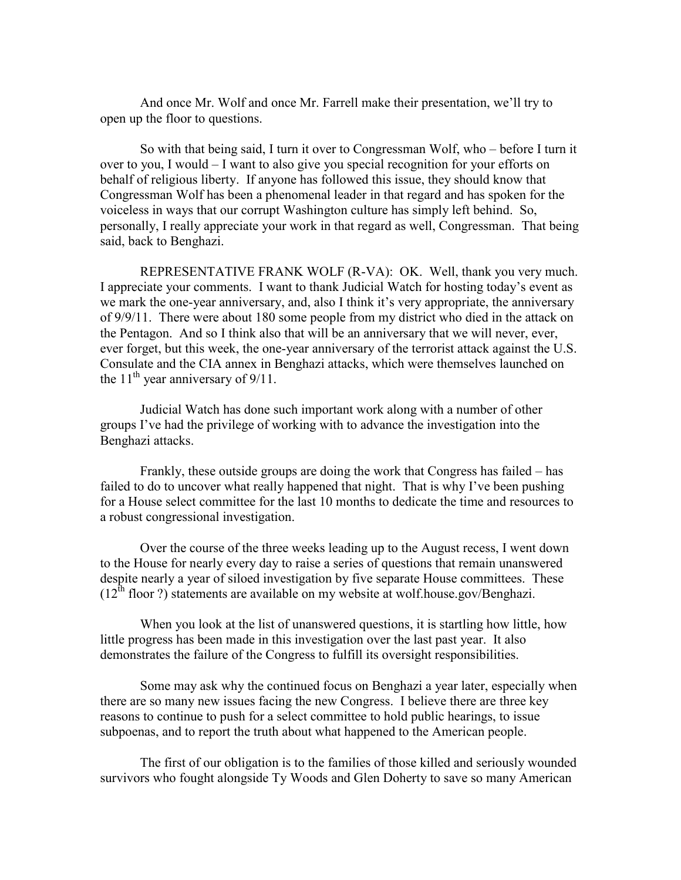And once Mr. Wolf and once Mr. Farrell make their presentation, we'll try to open up the floor to questions.

So with that being said, I turn it over to Congressman Wolf, who – before I turn it over to you, I would – I want to also give you special recognition for your efforts on behalf of religious liberty. If anyone has followed this issue, they should know that Congressman Wolf has been a phenomenal leader in that regard and has spoken for the voiceless in ways that our corrupt Washington culture has simply left behind. So, personally, I really appreciate your work in that regard as well, Congressman. That being said, back to Benghazi.

REPRESENTATIVE FRANK WOLF (R-VA): OK. Well, thank you very much. I appreciate your comments. I want to thank Judicial Watch for hosting today's event as we mark the one-year anniversary, and, also I think it's very appropriate, the anniversary of 9/9/11. There were about 180 some people from my district who died in the attack on the Pentagon. And so I think also that will be an anniversary that we will never, ever, ever forget, but this week, the one-year anniversary of the terrorist attack against the U.S. Consulate and the CIA annex in Benghazi attacks, which were themselves launched on the 11th year anniversary of 9/11.

Judicial Watch has done such important work along with a number of other groups I've had the privilege of working with to advance the investigation into the Benghazi attacks.

Frankly, these outside groups are doing the work that Congress has failed – has failed to do to uncover what really happened that night. That is why I've been pushing for a House select committee for the last 10 months to dedicate the time and resources to a robust congressional investigation.

Over the course of the three weeks leading up to the August recess, I went down to the House for nearly every day to raise a series of questions that remain unanswered despite nearly a year of siloed investigation by five separate House committees. These (12th floor ?) statements are available on my website at wolf.house.gov/Benghazi.

When you look at the list of unanswered questions, it is startling how little, how little progress has been made in this investigation over the last past year. It also demonstrates the failure of the Congress to fulfill its oversight responsibilities.

Some may ask why the continued focus on Benghazi a year later, especially when there are so many new issues facing the new Congress. I believe there are three key reasons to continue to push for a select committee to hold public hearings, to issue subpoenas, and to report the truth about what happened to the American people.

The first of our obligation is to the families of those killed and seriously wounded survivors who fought alongside Ty Woods and Glen Doherty to save so many American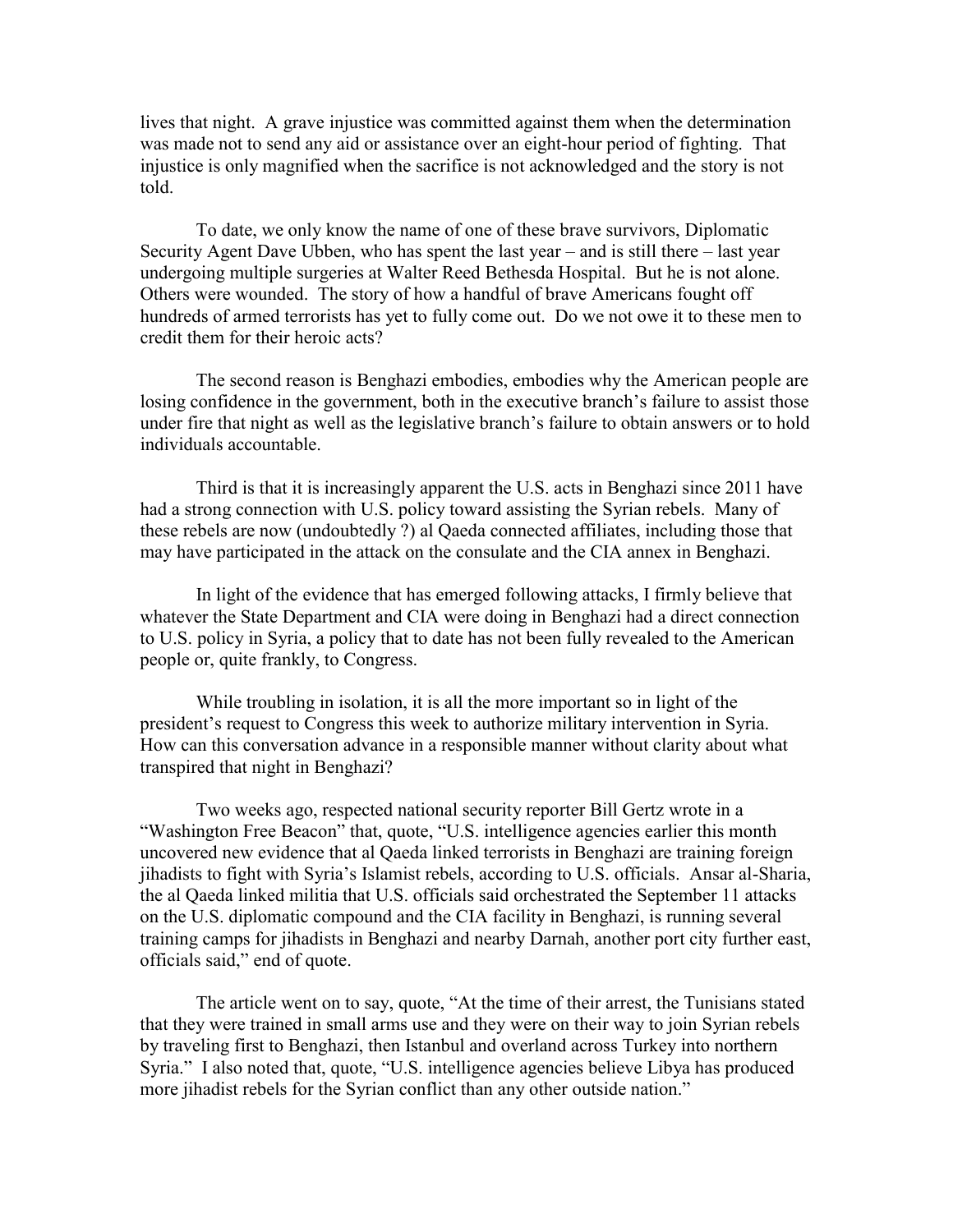lives that night. A grave injustice was committed against them when the determination was made not to send any aid or assistance over an eight-hour period of fighting. That injustice is only magnified when the sacrifice is not acknowledged and the story is not told.

To date, we only know the name of one of these brave survivors, Diplomatic Security Agent Dave Ubben, who has spent the last year – and is still there – last year undergoing multiple surgeries at Walter Reed Bethesda Hospital. But he is not alone. Others were wounded. The story of how a handful of brave Americans fought off hundreds of armed terrorists has yet to fully come out. Do we not owe it to these men to credit them for their heroic acts?

The second reason is Benghazi embodies, embodies why the American people are losing confidence in the government, both in the executive branch's failure to assist those under fire that night as well as the legislative branch's failure to obtain answers or to hold individuals accountable.

Third is that it is increasingly apparent the U.S. acts in Benghazi since 2011 have had a strong connection with U.S. policy toward assisting the Syrian rebels. Many of these rebels are now (undoubtedly ?) al Qaeda connected affiliates, including those that may have participated in the attack on the consulate and the CIA annex in Benghazi.

In light of the evidence that has emerged following attacks, I firmly believe that whatever the State Department and CIA were doing in Benghazi had a direct connection to U.S. policy in Syria, a policy that to date has not been fully revealed to the American people or, quite frankly, to Congress.

While troubling in isolation, it is all the more important so in light of the president's request to Congress this week to authorize military intervention in Syria. How can this conversation advance in a responsible manner without clarity about what transpired that night in Benghazi?

Two weeks ago, respected national security reporter Bill Gertz wrote in a "Washington Free Beacon" that, quote, "U.S. intelligence agencies earlier this month uncovered new evidence that al Qaeda linked terrorists in Benghazi are training foreign jihadists to fight with Syria's Islamist rebels, according to U.S. officials. Ansar al-Sharia, the al Qaeda linked militia that U.S. officials said orchestrated the September 11 attacks on the U.S. diplomatic compound and the CIA facility in Benghazi, is running several training camps for jihadists in Benghazi and nearby Darnah, another port city further east, officials said," end of quote.

The article went on to say, quote, "At the time of their arrest, the Tunisians stated that they were trained in small arms use and they were on their way to join Syrian rebels by traveling first to Benghazi, then Istanbul and overland across Turkey into northern Syria." I also noted that, quote, "U.S. intelligence agencies believe Libya has produced more jihadist rebels for the Syrian conflict than any other outside nation."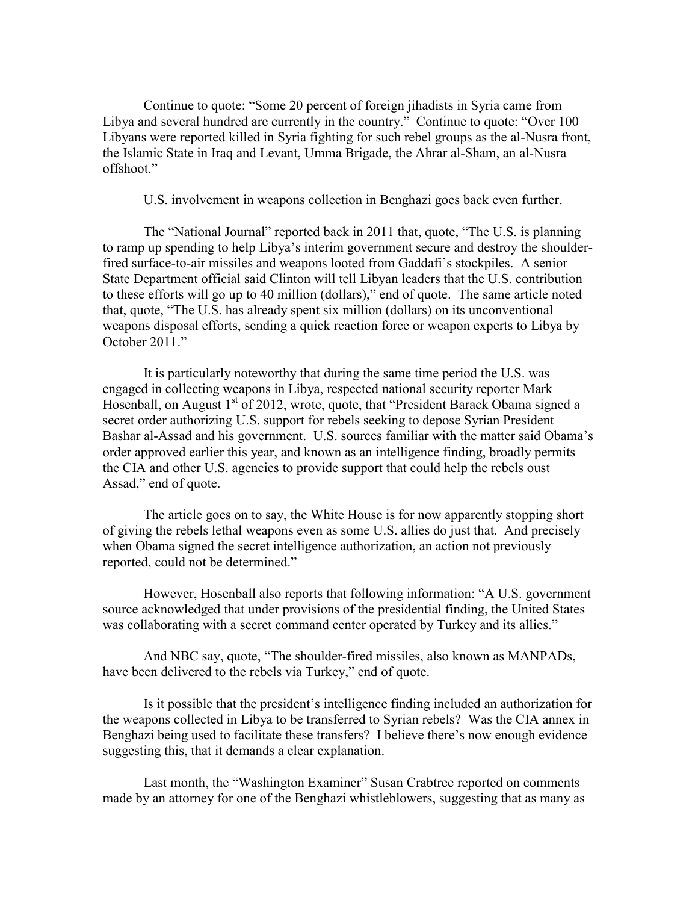Continue to quote: "Some 20 percent of foreign jihadists in Syria came from Libya and several hundred are currently in the country." Continue to quote: "Over 100 Libyans were reported killed in Syria fighting for such rebel groups as the al-Nusra front, the Islamic State in Iraq and Levant, Umma Brigade, the Ahrar al-Sham, an al-Nusra offshoot."

U.S. involvement in weapons collection in Benghazi goes back even further.

The "National Journal" reported back in 2011 that, quote, "The U.S. is planning to ramp up spending to help Libya's interim government secure and destroy the shoulder-fired surface-to-air missiles and weapons looted from Gaddafi's stockpiles. A senior State Department official said Clinton will tell Libyan leaders that the U.S. contribution to these efforts will go up to 40 million (dollars)," end of quote. The same article noted that, quote, "The U.S. has already spent six million (dollars) on its unconventional weapons disposal efforts, sending a quick reaction force or weapon experts to Libya by October 2011."

It is particularly noteworthy that during the same time period the U.S. was engaged in collecting weapons in Libya, respected national security reporter Mark Hosenball, on August 1st of 2012, wrote, quote, that "President Barack Obama signed a secret order authorizing U.S. support for rebels seeking to depose Syrian President Bashar al-Assad and his government. U.S. sources familiar with the matter said Obama's order approved earlier this year, and known as an intelligence finding, broadly permits the CIA and other U.S. agencies to provide support that could help the rebels oust Assad," end of quote.

The article goes on to say, the White House is for now apparently stopping short of giving the rebels lethal weapons even as some U.S. allies do just that. And precisely when Obama signed the secret intelligence authorization, an action not previously reported, could not be determined."

However, Hosenball also reports that following information: "A U.S. government source acknowledged that under provisions of the presidential finding, the United States was collaborating with a secret command center operated by Turkey and its allies."

And NBC say, quote, "The shoulder-fired missiles, also known as MANPADs, have been delivered to the rebels via Turkey," end of quote.

Is it possible that the president's intelligence finding included an authorization for the weapons collected in Libya to be transferred to Syrian rebels? Was the CIA annex in Benghazi being used to facilitate these transfers? I believe there's now enough evidence suggesting this, that it demands a clear explanation.

Last month, the "Washington Examiner" Susan Crabtree reported on comments made by an attorney for one of the Benghazi whistleblowers, suggesting that as many as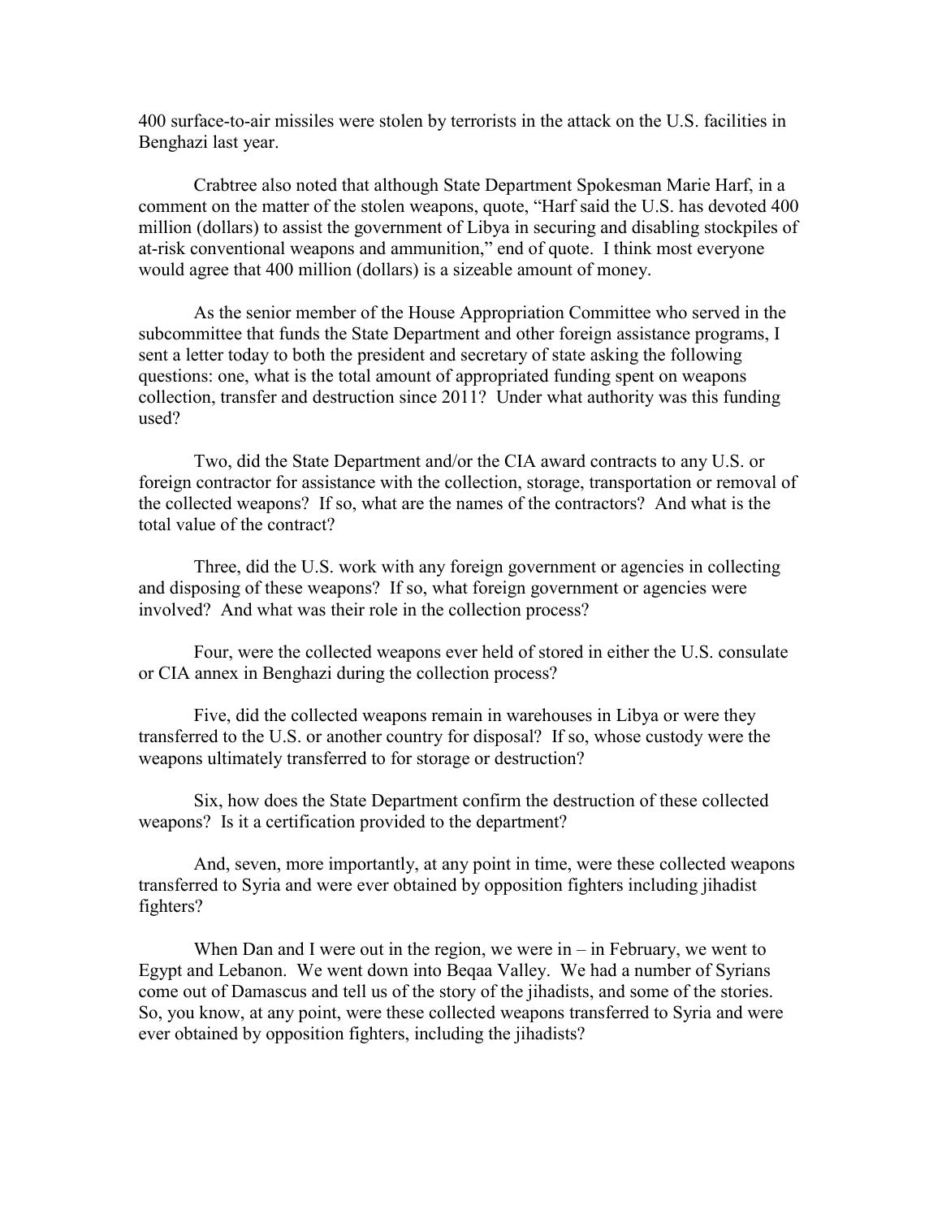400 surface-to-air missiles were stolen by terrorists in the attack on the U.S. facilities in Benghazi last year.

Crabtree also noted that although State Department Spokesman Marie Harf, in a comment on the matter of the stolen weapons, quote, "Harf said the U.S. has devoted 400 million (dollars) to assist the government of Libya in securing and disabling stockpiles of at-risk conventional weapons and ammunition," end of quote. I think most everyone would agree that 400 million (dollars) is a sizeable amount of money.

As the senior member of the House Appropriation Committee who served in the subcommittee that funds the State Department and other foreign assistance programs, I sent a letter today to both the president and secretary of state asking the following questions: one, what is the total amount of appropriated funding spent on weapons collection, transfer and destruction since 2011? Under what authority was this funding used?

Two, did the State Department and/or the CIA award contracts to any U.S. or foreign contractor for assistance with the collection, storage, transportation or removal of the collected weapons? If so, what are the names of the contractors? And what is the total value of the contract?

Three, did the U.S. work with any foreign government or agencies in collecting and disposing of these weapons? If so, what foreign government or agencies were involved? And what was their role in the collection process?

Four, were the collected weapons ever held of stored in either the U.S. consulate or CIA annex in Benghazi during the collection process?

Five, did the collected weapons remain in warehouses in Libya or were they transferred to the U.S. or another country for disposal? If so, whose custody were the weapons ultimately transferred to for storage or destruction?

Six, how does the State Department confirm the destruction of these collected weapons? Is it a certification provided to the department?

And, seven, more importantly, at any point in time, were these collected weapons transferred to Syria and were ever obtained by opposition fighters including jihadist fighters?

When Dan and I were out in the region, we were in – in February, we went to Egypt and Lebanon. We went down into Beqaa Valley. We had a number of Syrians come out of Damascus and tell us of the story of the jihadists, and some of the stories. So, you know, at any point, were these collected weapons transferred to Syria and were ever obtained by opposition fighters, including the jihadists?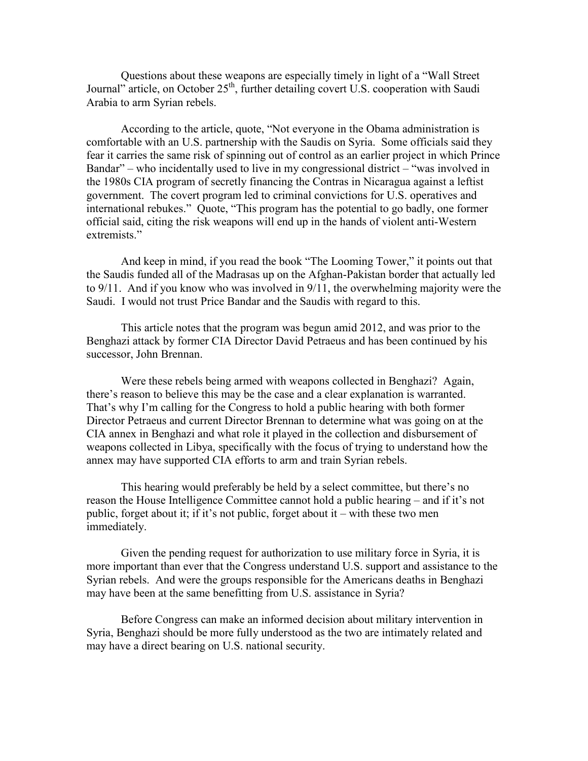Questions about these weapons are especially timely in light of a "Wall Street Journal" article, on October 25th, further detailing covert U.S. cooperation with Saudi Arabia to arm Syrian rebels.

According to the article, quote, "Not everyone in the Obama administration is comfortable with an U.S. partnership with the Saudis on Syria. Some officials said they fear it carries the same risk of spinning out of control as an earlier project in which Prince Bandar" – who incidentally used to live in my congressional district – "was involved in the 1980s CIA program of secretly financing the Contras in Nicaragua against a leftist government. The covert program led to criminal convictions for U.S. operatives and international rebukes." Quote, "This program has the potential to go badly, one former official said, citing the risk weapons will end up in the hands of violent anti-Western extremists."

And keep in mind, if you read the book "The Looming Tower," it points out that the Saudis funded all of the Madrasas up on the Afghan-Pakistan border that actually led to 9/11. And if you know who was involved in 9/11, the overwhelming majority were the Saudi. I would not trust Price Bandar and the Saudis with regard to this.

This article notes that the program was begun amid 2012, and was prior to the Benghazi attack by former CIA Director David Petraeus and has been continued by his successor, John Brennan.

Were these rebels being armed with weapons collected in Benghazi? Again, there's reason to believe this may be the case and a clear explanation is warranted. That's why I'm calling for the Congress to hold a public hearing with both former Director Petraeus and current Director Brennan to determine what was going on at the CIA annex in Benghazi and what role it played in the collection and disbursement of weapons collected in Libya, specifically with the focus of trying to understand how the annex may have supported CIA efforts to arm and train Syrian rebels.

This hearing would preferably be held by a select committee, but there's no reason the House Intelligence Committee cannot hold a public hearing – and if it's not public, forget about it; if it's not public, forget about it – with these two men immediately.

Given the pending request for authorization to use military force in Syria, it is more important than ever that the Congress understand U.S. support and assistance to the Syrian rebels. And were the groups responsible for the Americans deaths in Benghazi may have been at the same benefitting from U.S. assistance in Syria?

Before Congress can make an informed decision about military intervention in Syria, Benghazi should be more fully understood as the two are intimately related and may have a direct bearing on U.S. national security.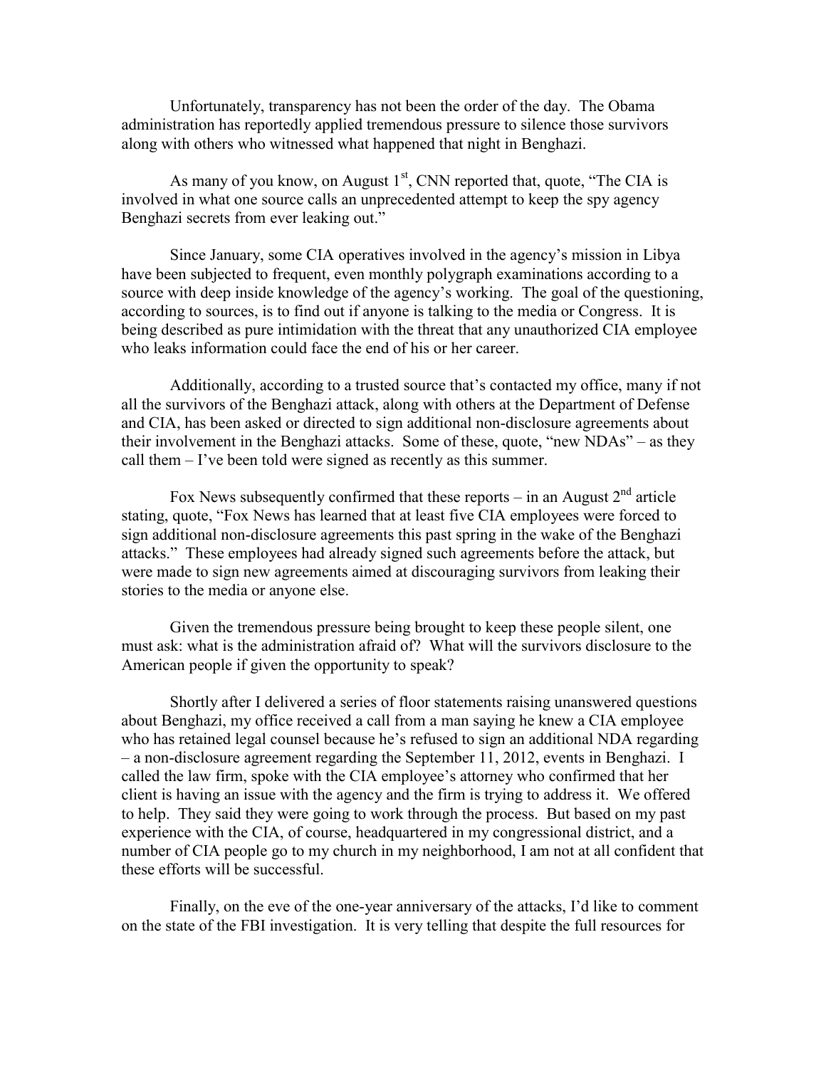Unfortunately, transparency has not been the order of the day. The Obama administration has reportedly applied tremendous pressure to silence those survivors along with others who witnessed what happened that night in Benghazi.

As many of you know, on August 1st, CNN reported that, quote, "The CIA is involved in what one source calls an unprecedented attempt to keep the spy agency Benghazi secrets from ever leaking out."

Since January, some CIA operatives involved in the agency's mission in Libya have been subjected to frequent, even monthly polygraph examinations according to a source with deep inside knowledge of the agency's working. The goal of the questioning, according to sources, is to find out if anyone is talking to the media or Congress. It is being described as pure intimidation with the threat that any unauthorized CIA employee who leaks information could face the end of his or her career.

Additionally, according to a trusted source that's contacted my office, many if not all the survivors of the Benghazi attack, along with others at the Department of Defense and CIA, has been asked or directed to sign additional non-disclosure agreements about their involvement in the Benghazi attacks. Some of these, quote, "new NDAs" – as they call them – I've been told were signed as recently as this summer.

Fox News subsequently confirmed that these reports – in an August 2nd article stating, quote, "Fox News has learned that at least five CIA employees were forced to sign additional non-disclosure agreements this past spring in the wake of the Benghazi attacks." These employees had already signed such agreements before the attack, but were made to sign new agreements aimed at discouraging survivors from leaking their stories to the media or anyone else.

Given the tremendous pressure being brought to keep these people silent, one must ask: what is the administration afraid of? What will the survivors disclosure to the American people if given the opportunity to speak?

Shortly after I delivered a series of floor statements raising unanswered questions about Benghazi, my office received a call from a man saying he knew a CIA employee who has retained legal counsel because he's refused to sign an additional NDA regarding – a non-disclosure agreement regarding the September 11, 2012, events in Benghazi. I called the law firm, spoke with the CIA employee's attorney who confirmed that her client is having an issue with the agency and the firm is trying to address it. We offered to help. They said they were going to work through the process. But based on my past experience with the CIA, of course, headquartered in my congressional district, and a number of CIA people go to my church in my neighborhood, I am not at all confident that these efforts will be successful.

Finally, on the eve of the one-year anniversary of the attacks, I'd like to comment on the state of the FBI investigation. It is very telling that despite the full resources for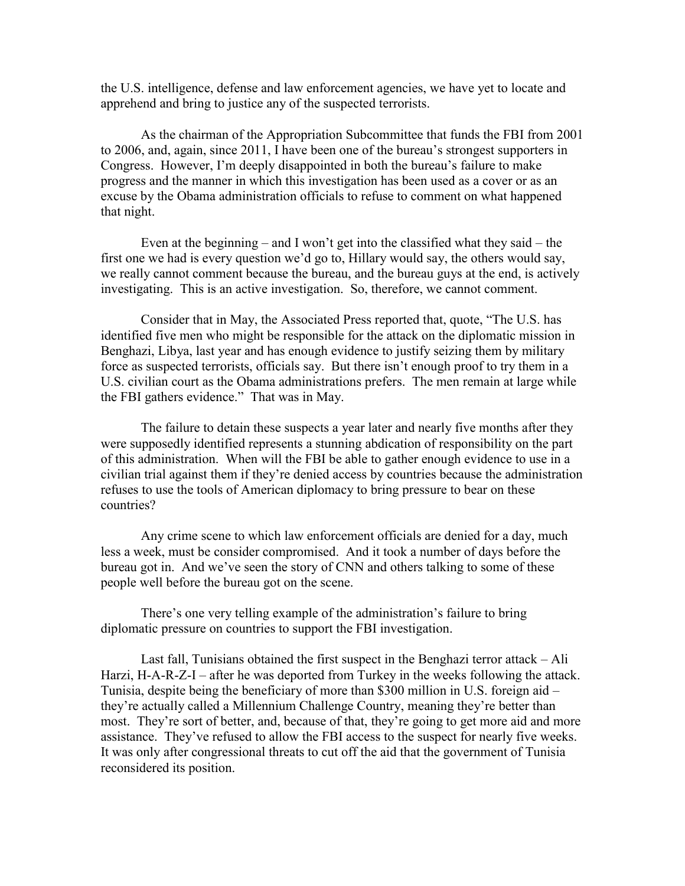the U.S. intelligence, defense and law enforcement agencies, we have yet to locate and apprehend and bring to justice any of the suspected terrorists.

As the chairman of the Appropriation Subcommittee that funds the FBI from 2001 to 2006, and, again, since 2011, I have been one of the bureau's strongest supporters in Congress. However, I'm deeply disappointed in both the bureau's failure to make progress and the manner in which this investigation has been used as a cover or as an excuse by the Obama administration officials to refuse to comment on what happened that night.

Even at the beginning – and I won't get into the classified what they said – the first one we had is every question we'd go to, Hillary would say, the others would say, we really cannot comment because the bureau, and the bureau guys at the end, is actively investigating. This is an active investigation. So, therefore, we cannot comment.

Consider that in May, the Associated Press reported that, quote, "The U.S. has identified five men who might be responsible for the attack on the diplomatic mission in Benghazi, Libya, last year and has enough evidence to justify seizing them by military force as suspected terrorists, officials say. But there isn't enough proof to try them in a U.S. civilian court as the Obama administrations prefers. The men remain at large while the FBI gathers evidence." That was in May.

The failure to detain these suspects a year later and nearly five months after they were supposedly identified represents a stunning abdication of responsibility on the part of this administration. When will the FBI be able to gather enough evidence to use in a civilian trial against them if they're denied access by countries because the administration refuses to use the tools of American diplomacy to bring pressure to bear on these countries?

Any crime scene to which law enforcement officials are denied for a day, much less a week, must be consider compromised. And it took a number of days before the bureau got in. And we've seen the story of CNN and others talking to some of these people well before the bureau got on the scene.

There's one very telling example of the administration's failure to bring diplomatic pressure on countries to support the FBI investigation.

Last fall, Tunisians obtained the first suspect in the Benghazi terror attack – Ali Harzi, H-A-R-Z-I – after he was deported from Turkey in the weeks following the attack. Tunisia, despite being the beneficiary of more than $300 million in U.S. foreign aid – they're actually called a Millennium Challenge Country, meaning they're better than most. They're sort of better, and, because of that, they're going to get more aid and more assistance. They've refused to allow the FBI access to the suspect for nearly five weeks. It was only after congressional threats to cut off the aid that the government of Tunisia reconsidered its position.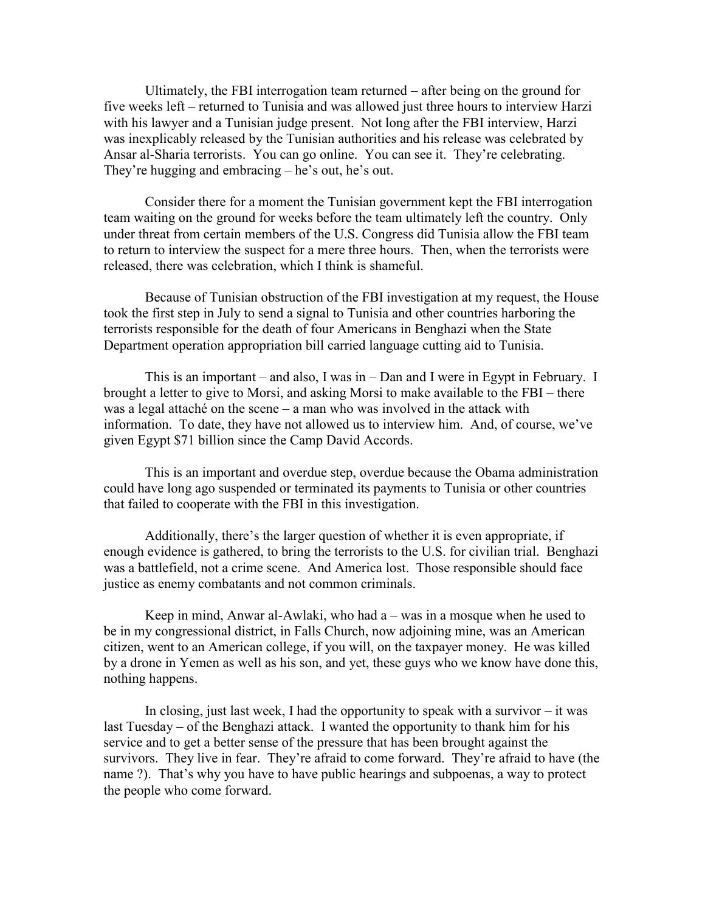Ultimately, the FBI interrogation team returned – after being on the ground for five weeks left – returned to Tunisia and was allowed just three hours to interview Harzi with his lawyer and a Tunisian judge present. Not long after the FBI interview, Harzi was inexplicably released by the Tunisian authorities and his release was celebrated by Ansar al-Sharia terrorists. You can go online. You can see it. They're celebrating. They're hugging and embracing – he's out, he's out.

Consider there for a moment the Tunisian government kept the FBI interrogation team waiting on the ground for weeks before the team ultimately left the country. Only under threat from certain members of the U.S. Congress did Tunisia allow the FBI team to return to interview the suspect for a mere three hours. Then, when the terrorists were released, there was celebration, which I think is shameful.

Because of Tunisian obstruction of the FBI investigation at my request, the House took the first step in July to send a signal to Tunisia and other countries harboring the terrorists responsible for the death of four Americans in Benghazi when the State Department operation appropriation bill carried language cutting aid to Tunisia.

This is an important – and also, I was in – Dan and I were in Egypt in February. I brought a letter to give to Morsi, and asking Morsi to make available to the FBI – there was a legal attaché on the scene – a man who was involved in the attack with information. To date, they have not allowed us to interview him. And, of course, we've given Egypt $71 billion since the Camp David Accords.

This is an important and overdue step, overdue because the Obama administration could have long ago suspended or terminated its payments to Tunisia or other countries that failed to cooperate with the FBI in this investigation.

Additionally, there's the larger question of whether it is even appropriate, if enough evidence is gathered, to bring the terrorists to the U.S. for civilian trial. Benghazi was a battlefield, not a crime scene. And America lost. Those responsible should face justice as enemy combatants and not common criminals.

Keep in mind, Anwar al-Awlaki, who had a – was in a mosque when he used to be in my congressional district, in Falls Church, now adjoining mine, was an American citizen, went to an American college, if you will, on the taxpayer money. He was killed by a drone in Yemen as well as his son, and yet, these guys who we know have done this, nothing happens.

In closing, just last week, I had the opportunity to speak with a survivor – it was last Tuesday – of the Benghazi attack. I wanted the opportunity to thank him for his service and to get a better sense of the pressure that has been brought against the survivors. They live in fear. They're afraid to come forward. They're afraid to have (the name ?). That's why you have to have public hearings and subpoenas, a way to protect the people who come forward.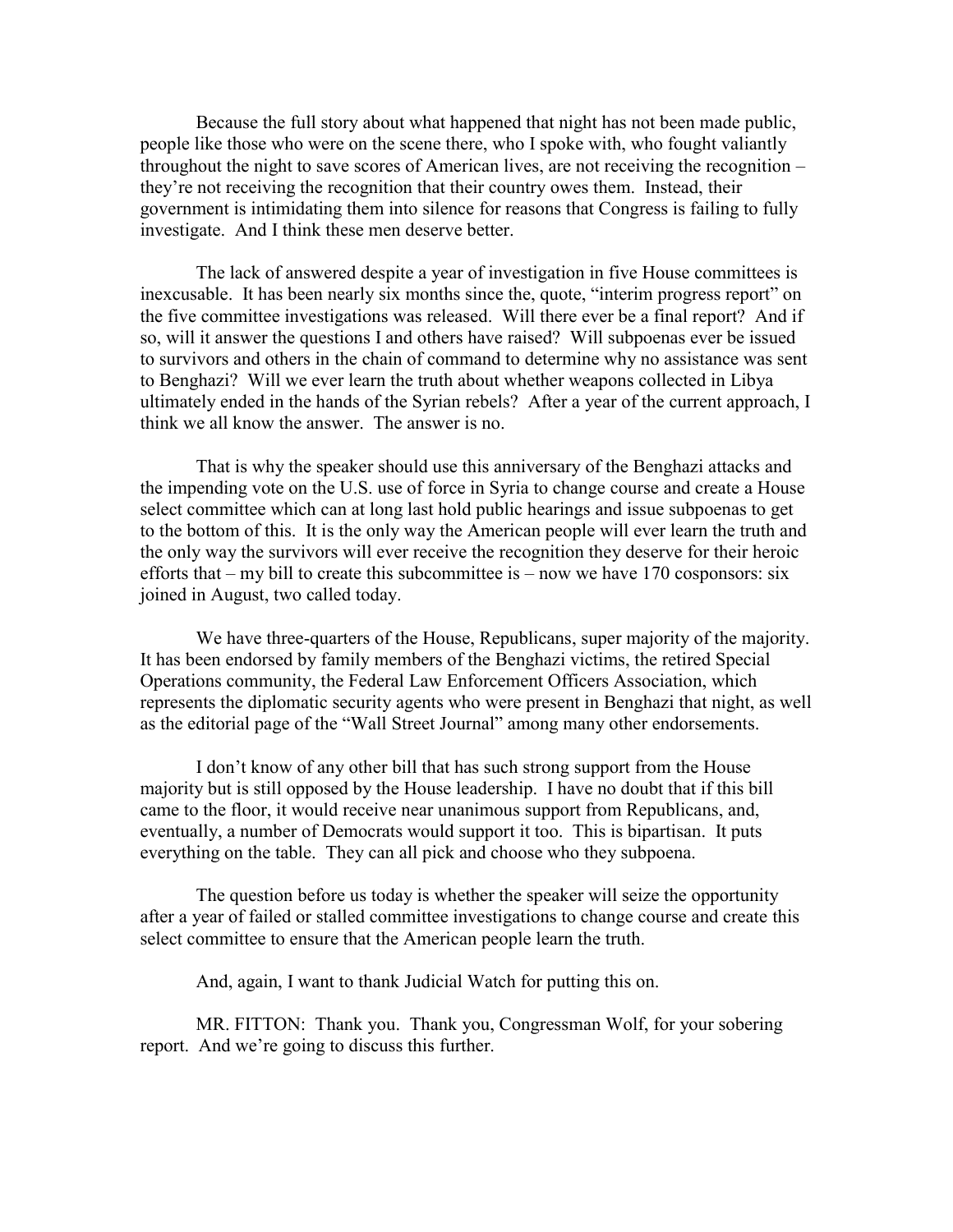Because the full story about what happened that night has not been made public, people like those who were on the scene there, who I spoke with, who fought valiantly throughout the night to save scores of American lives, are not receiving the recognition – they're not receiving the recognition that their country owes them. Instead, their government is intimidating them into silence for reasons that Congress is failing to fully investigate. And I think these men deserve better.

The lack of answered despite a year of investigation in five House committees is inexcusable. It has been nearly six months since the, quote, "interim progress report" on the five committee investigations was released. Will there ever be a final report? And if so, will it answer the questions I and others have raised? Will subpoenas ever be issued to survivors and others in the chain of command to determine why no assistance was sent to Benghazi? Will we ever learn the truth about whether weapons collected in Libya ultimately ended in the hands of the Syrian rebels? After a year of the current approach, I think we all know the answer. The answer is no.

That is why the speaker should use this anniversary of the Benghazi attacks and the impending vote on the U.S. use of force in Syria to change course and create a House select committee which can at long last hold public hearings and issue subpoenas to get to the bottom of this. It is the only way the American people will ever learn the truth and the only way the survivors will ever receive the recognition they deserve for their heroic efforts that – my bill to create this subcommittee is – now we have 170 cosponsors: six joined in August, two called today.

We have three-quarters of the House, Republicans, super majority of the majority. It has been endorsed by family members of the Benghazi victims, the retired Special Operations community, the Federal Law Enforcement Officers Association, which represents the diplomatic security agents who were present in Benghazi that night, as well as the editorial page of the "Wall Street Journal" among many other endorsements.

I don't know of any other bill that has such strong support from the House majority but is still opposed by the House leadership. I have no doubt that if this bill came to the floor, it would receive near unanimous support from Republicans, and, eventually, a number of Democrats would support it too. This is bipartisan. It puts everything on the table. They can all pick and choose who they subpoena.

The question before us today is whether the speaker will seize the opportunity after a year of failed or stalled committee investigations to change course and create this select committee to ensure that the American people learn the truth.

And, again, I want to thank Judicial Watch for putting this on.

MR. FITTON: Thank you. Thank you, Congressman Wolf, for your sobering report. And we're going to discuss this further.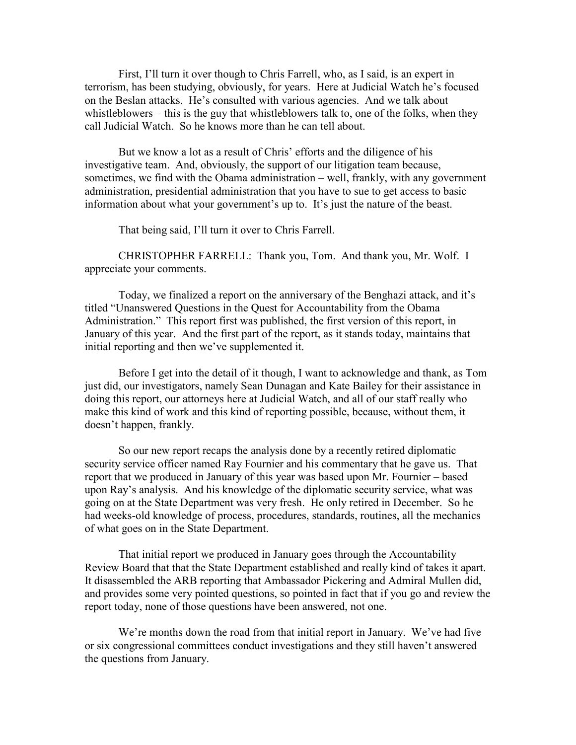First, I'll turn it over though to Chris Farrell, who, as I said, is an expert in terrorism, has been studying, obviously, for years. Here at Judicial Watch he's focused on the Beslan attacks. He's consulted with various agencies. And we talk about whistleblowers – this is the guy that whistleblowers talk to, one of the folks, when they call Judicial Watch. So he knows more than he can tell about.

But we know a lot as a result of Chris' efforts and the diligence of his investigative team. And, obviously, the support of our litigation team because, sometimes, we find with the Obama administration – well, frankly, with any government administration, presidential administration that you have to sue to get access to basic information about what your government's up to. It's just the nature of the beast.

That being said, I'll turn it over to Chris Farrell.

CHRISTOPHER FARRELL: Thank you, Tom. And thank you, Mr. Wolf. I appreciate your comments.

Today, we finalized a report on the anniversary of the Benghazi attack, and it's titled "Unanswered Questions in the Quest for Accountability from the Obama Administration." This report first was published, the first version of this report, in January of this year. And the first part of the report, as it stands today, maintains that initial reporting and then we've supplemented it.

Before I get into the detail of it though, I want to acknowledge and thank, as Tom just did, our investigators, namely Sean Dunagan and Kate Bailey for their assistance in doing this report, our attorneys here at Judicial Watch, and all of our staff really who make this kind of work and this kind of reporting possible, because, without them, it doesn't happen, frankly.

So our new report recaps the analysis done by a recently retired diplomatic security service officer named Ray Fournier and his commentary that he gave us. That report that we produced in January of this year was based upon Mr. Fournier – based upon Ray's analysis. And his knowledge of the diplomatic security service, what was going on at the State Department was very fresh. He only retired in December. So he had weeks-old knowledge of process, procedures, standards, routines, all the mechanics of what goes on in the State Department.

That initial report we produced in January goes through the Accountability Review Board that that the State Department established and really kind of takes it apart. It disassembled the ARB reporting that Ambassador Pickering and Admiral Mullen did, and provides some very pointed questions, so pointed in fact that if you go and review the report today, none of those questions have been answered, not one.

We're months down the road from that initial report in January. We've had five or six congressional committees conduct investigations and they still haven't answered the questions from January.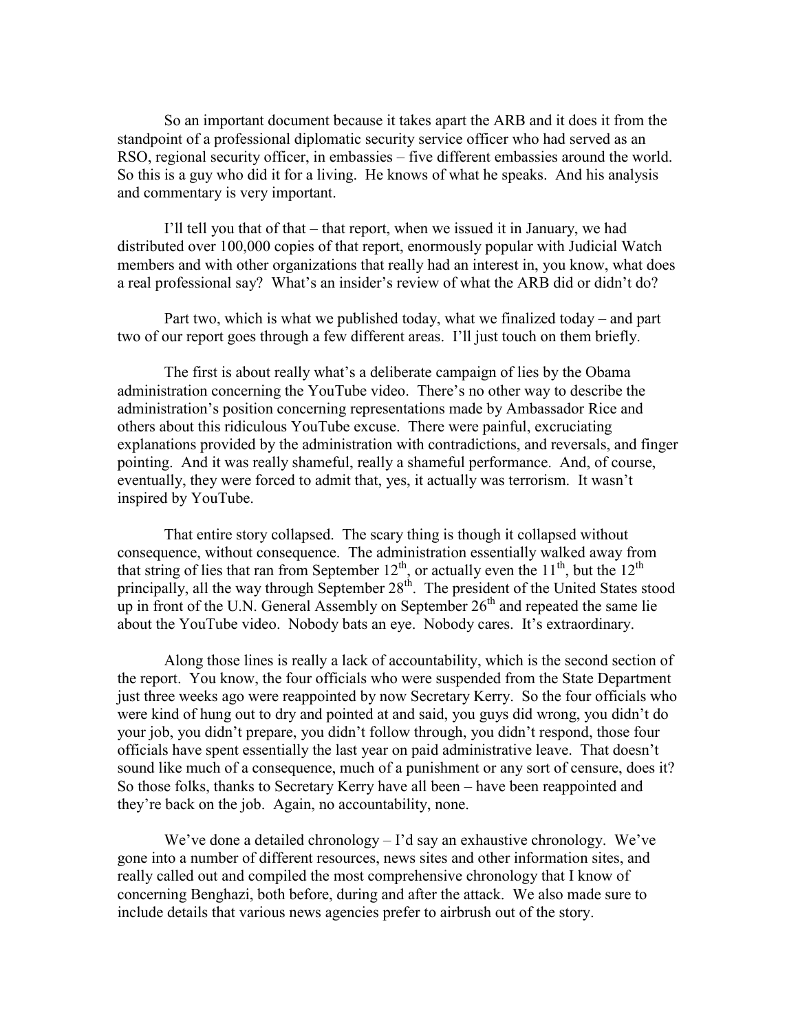So an important document because it takes apart the ARB and it does it from the standpoint of a professional diplomatic security service officer who had served as an RSO, regional security officer, in embassies – five different embassies around the world. So this is a guy who did it for a living. He knows of what he speaks. And his analysis and commentary is very important.

I'll tell you that of that – that report, when we issued it in January, we had distributed over 100,000 copies of that report, enormously popular with Judicial Watch members and with other organizations that really had an interest in, you know, what does a real professional say? What's an insider's review of what the ARB did or didn't do?

Part two, which is what we published today, what we finalized today – and part two of our report goes through a few different areas. I'll just touch on them briefly.

The first is about really what's a deliberate campaign of lies by the Obama administration concerning the YouTube video. There's no other way to describe the administration's position concerning representations made by Ambassador Rice and others about this ridiculous YouTube excuse. There were painful, excruciating explanations provided by the administration with contradictions, and reversals, and finger pointing. And it was really shameful, really a shameful performance. And, of course, eventually, they were forced to admit that, yes, it actually was terrorism. It wasn't inspired by YouTube.

That entire story collapsed. The scary thing is though it collapsed without consequence, without consequence. The administration essentially walked away from that string of lies that ran from September 12th, or actually even the 11th, but the 12th principally, all the way through September 28th. The president of the United States stood up in front of the U.N. General Assembly on September 26th and repeated the same lie about the YouTube video. Nobody bats an eye. Nobody cares. It's extraordinary.

Along those lines is really a lack of accountability, which is the second section of the report. You know, the four officials who were suspended from the State Department just three weeks ago were reappointed by now Secretary Kerry. So the four officials who were kind of hung out to dry and pointed at and said, you guys did wrong, you didn't do your job, you didn't prepare, you didn't follow through, you didn't respond, those four officials have spent essentially the last year on paid administrative leave. That doesn't sound like much of a consequence, much of a punishment or any sort of censure, does it? So those folks, thanks to Secretary Kerry have all been – have been reappointed and they're back on the job. Again, no accountability, none.

We've done a detailed chronology – I'd say an exhaustive chronology. We've gone into a number of different resources, news sites and other information sites, and really called out and compiled the most comprehensive chronology that I know of concerning Benghazi, both before, during and after the attack. We also made sure to include details that various news agencies prefer to airbrush out of the story.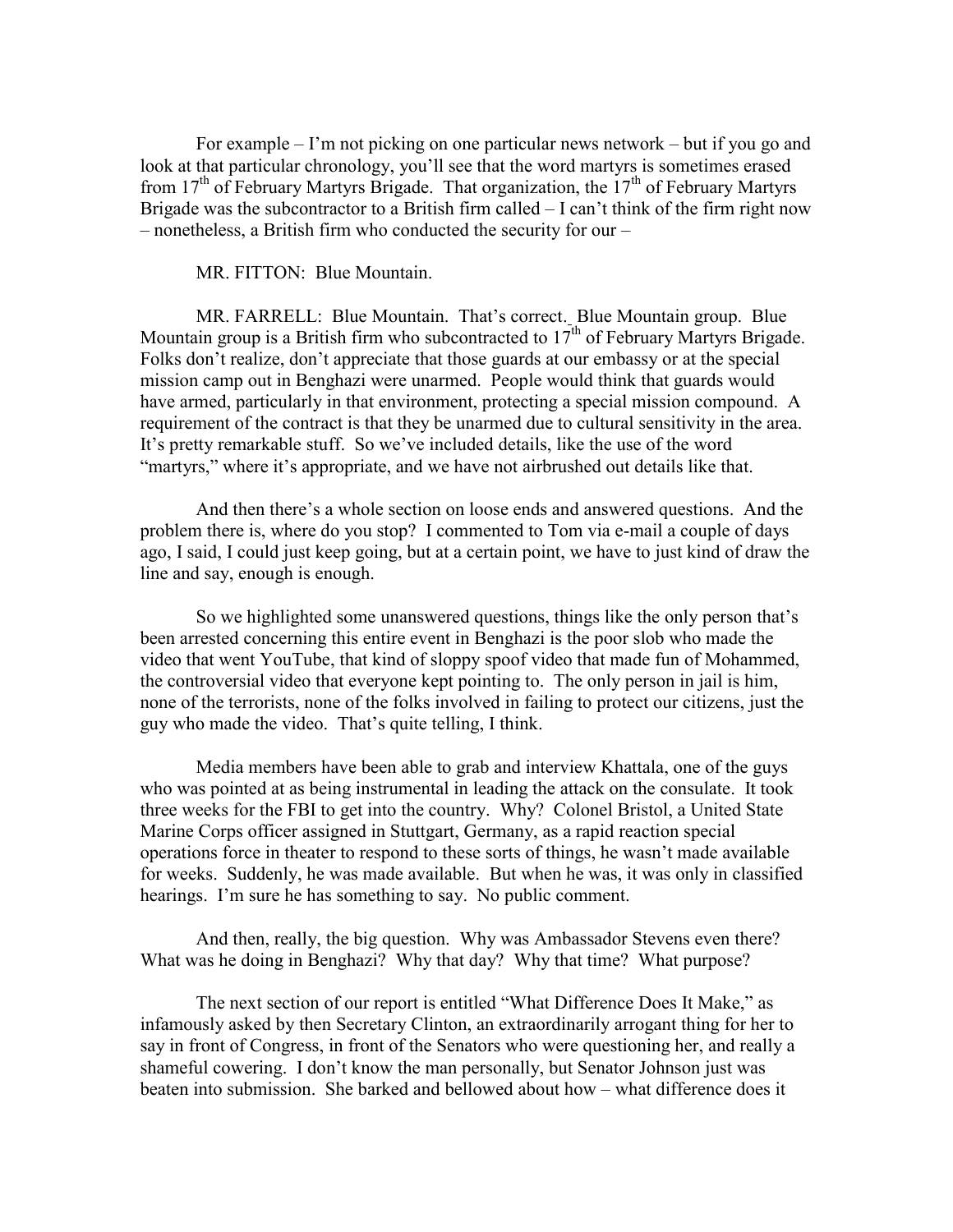For example – I'm not picking on one particular news network – but if you go and look at that particular chronology, you'll see that the word martyrs is sometimes erased from 17th of February Martyrs Brigade. That organization, the 17th of February Martyrs Brigade was the subcontractor to a British firm called – I can't think of the firm right now – nonetheless, a British firm who conducted the security for our –

MR. FITTON: Blue Mountain.

MR. FARRELL: Blue Mountain. That's correct. Blue Mountain group. Blue Mountain group is a British firm who subcontracted to 17th of February Martyrs Brigade. Folks don't realize, don't appreciate that those guards at our embassy or at the special mission camp out in Benghazi were unarmed. People would think that guards would have armed, particularly in that environment, protecting a special mission compound. A requirement of the contract is that they be unarmed due to cultural sensitivity in the area. It's pretty remarkable stuff. So we've included details, like the use of the word "martyrs," where it's appropriate, and we have not airbrushed out details like that.

And then there's a whole section on loose ends and answered questions. And the problem there is, where do you stop? I commented to Tom via e-mail a couple of days ago, I said, I could just keep going, but at a certain point, we have to just kind of draw the line and say, enough is enough.

So we highlighted some unanswered questions, things like the only person that's been arrested concerning this entire event in Benghazi is the poor slob who made the video that went YouTube, that kind of sloppy spoof video that made fun of Mohammed, the controversial video that everyone kept pointing to. The only person in jail is him, none of the terrorists, none of the folks involved in failing to protect our citizens, just the guy who made the video. That's quite telling, I think.

Media members have been able to grab and interview Khattala, one of the guys who was pointed at as being instrumental in leading the attack on the consulate. It took three weeks for the FBI to get into the country. Why? Colonel Bristol, a United State Marine Corps officer assigned in Stuttgart, Germany, as a rapid reaction special operations force in theater to respond to these sorts of things, he wasn't made available for weeks. Suddenly, he was made available. But when he was, it was only in classified hearings. I'm sure he has something to say. No public comment.

And then, really, the big question. Why was Ambassador Stevens even there? What was he doing in Benghazi? Why that day? Why that time? What purpose?

The next section of our report is entitled "What Difference Does It Make," as infamously asked by then Secretary Clinton, an extraordinarily arrogant thing for her to say in front of Congress, in front of the Senators who were questioning her, and really a shameful cowering. I don't know the man personally, but Senator Johnson just was beaten into submission. She barked and bellowed about how – what difference does it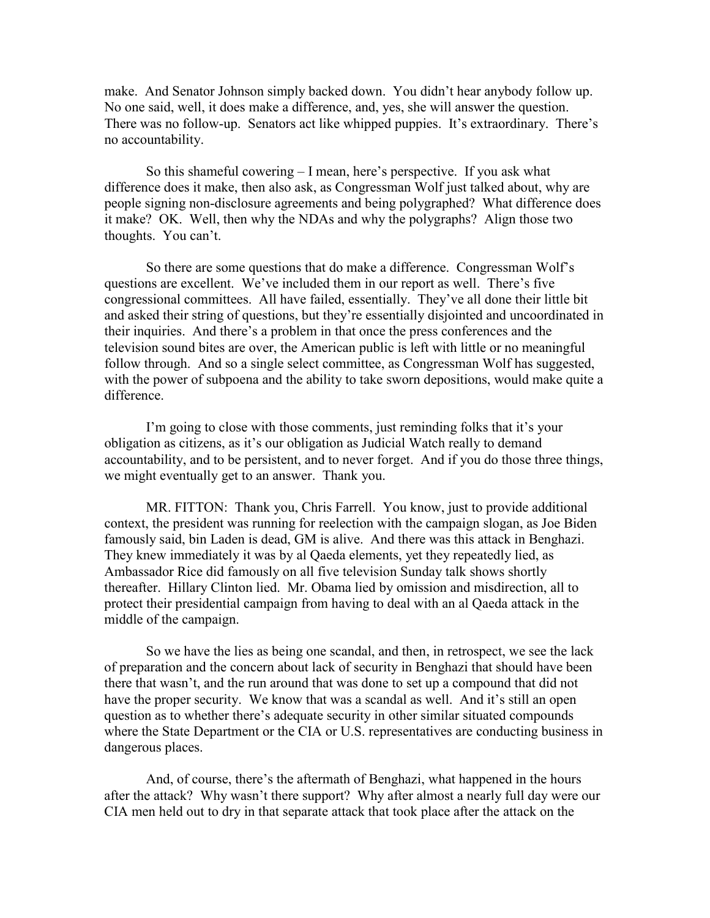make. And Senator Johnson simply backed down. You didn't hear anybody follow up. No one said, well, it does make a difference, and, yes, she will answer the question. There was no follow-up. Senators act like whipped puppies. It's extraordinary. There's no accountability.

So this shameful cowering – I mean, here's perspective. If you ask what difference does it make, then also ask, as Congressman Wolf just talked about, why are people signing non-disclosure agreements and being polygraphed? What difference does it make? OK. Well, then why the NDAs and why the polygraphs? Align those two thoughts. You can't.

So there are some questions that do make a difference. Congressman Wolf's questions are excellent. We've included them in our report as well. There's five congressional committees. All have failed, essentially. They've all done their little bit and asked their string of questions, but they're essentially disjointed and uncoordinated in their inquiries. And there's a problem in that once the press conferences and the television sound bites are over, the American public is left with little or no meaningful follow through. And so a single select committee, as Congressman Wolf has suggested, with the power of subpoena and the ability to take sworn depositions, would make quite a difference.

I'm going to close with those comments, just reminding folks that it's your obligation as citizens, as it's our obligation as Judicial Watch really to demand accountability, and to be persistent, and to never forget. And if you do those three things, we might eventually get to an answer. Thank you.

MR. FITTON: Thank you, Chris Farrell. You know, just to provide additional context, the president was running for reelection with the campaign slogan, as Joe Biden famously said, bin Laden is dead, GM is alive. And there was this attack in Benghazi. They knew immediately it was by al Qaeda elements, yet they repeatedly lied, as Ambassador Rice did famously on all five television Sunday talk shows shortly thereafter. Hillary Clinton lied. Mr. Obama lied by omission and misdirection, all to protect their presidential campaign from having to deal with an al Qaeda attack in the middle of the campaign.

So we have the lies as being one scandal, and then, in retrospect, we see the lack of preparation and the concern about lack of security in Benghazi that should have been there that wasn't, and the run around that was done to set up a compound that did not have the proper security. We know that was a scandal as well. And it's still an open question as to whether there's adequate security in other similar situated compounds where the State Department or the CIA or U.S. representatives are conducting business in dangerous places.

And, of course, there's the aftermath of Benghazi, what happened in the hours after the attack? Why wasn't there support? Why after almost a nearly full day were our CIA men held out to dry in that separate attack that took place after the attack on the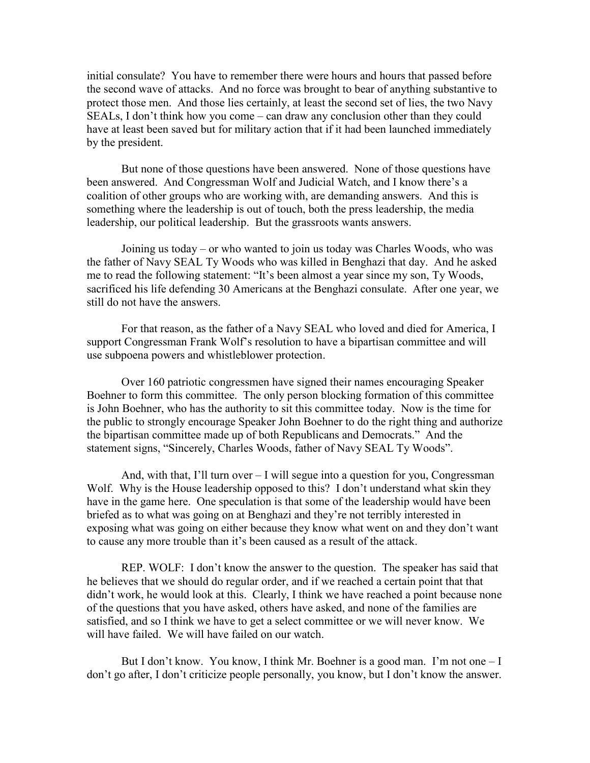initial consulate? You have to remember there were hours and hours that passed before the second wave of attacks. And no force was brought to bear of anything substantive to protect those men. And those lies certainly, at least the second set of lies, the two Navy SEALs, I don't think how you come – can draw any conclusion other than they could have at least been saved but for military action that if it had been launched immediately by the president.

But none of those questions have been answered. None of those questions have been answered. And Congressman Wolf and Judicial Watch, and I know there's a coalition of other groups who are working with, are demanding answers. And this is something where the leadership is out of touch, both the press leadership, the media leadership, our political leadership. But the grassroots wants answers.

Joining us today – or who wanted to join us today was Charles Woods, who was the father of Navy SEAL Ty Woods who was killed in Benghazi that day. And he asked me to read the following statement: "It's been almost a year since my son, Ty Woods, sacrificed his life defending 30 Americans at the Benghazi consulate. After one year, we still do not have the answers.

For that reason, as the father of a Navy SEAL who loved and died for America, I support Congressman Frank Wolf's resolution to have a bipartisan committee and will use subpoena powers and whistleblower protection.

Over 160 patriotic congressmen have signed their names encouraging Speaker Boehner to form this committee. The only person blocking formation of this committee is John Boehner, who has the authority to sit this committee today. Now is the time for the public to strongly encourage Speaker John Boehner to do the right thing and authorize the bipartisan committee made up of both Republicans and Democrats." And the statement signs, "Sincerely, Charles Woods, father of Navy SEAL Ty Woods".

And, with that, I'll turn over – I will segue into a question for you, Congressman Wolf. Why is the House leadership opposed to this? I don't understand what skin they have in the game here. One speculation is that some of the leadership would have been briefed as to what was going on at Benghazi and they're not terribly interested in exposing what was going on either because they know what went on and they don't want to cause any more trouble than it's been caused as a result of the attack.

REP. WOLF: I don't know the answer to the question. The speaker has said that he believes that we should do regular order, and if we reached a certain point that that didn't work, he would look at this. Clearly, I think we have reached a point because none of the questions that you have asked, others have asked, and none of the families are satisfied, and so I think we have to get a select committee or we will never know. We will have failed. We will have failed on our watch.

But I don't know. You know, I think Mr. Boehner is a good man. I'm not one – I don't go after, I don't criticize people personally, you know, but I don't know the answer.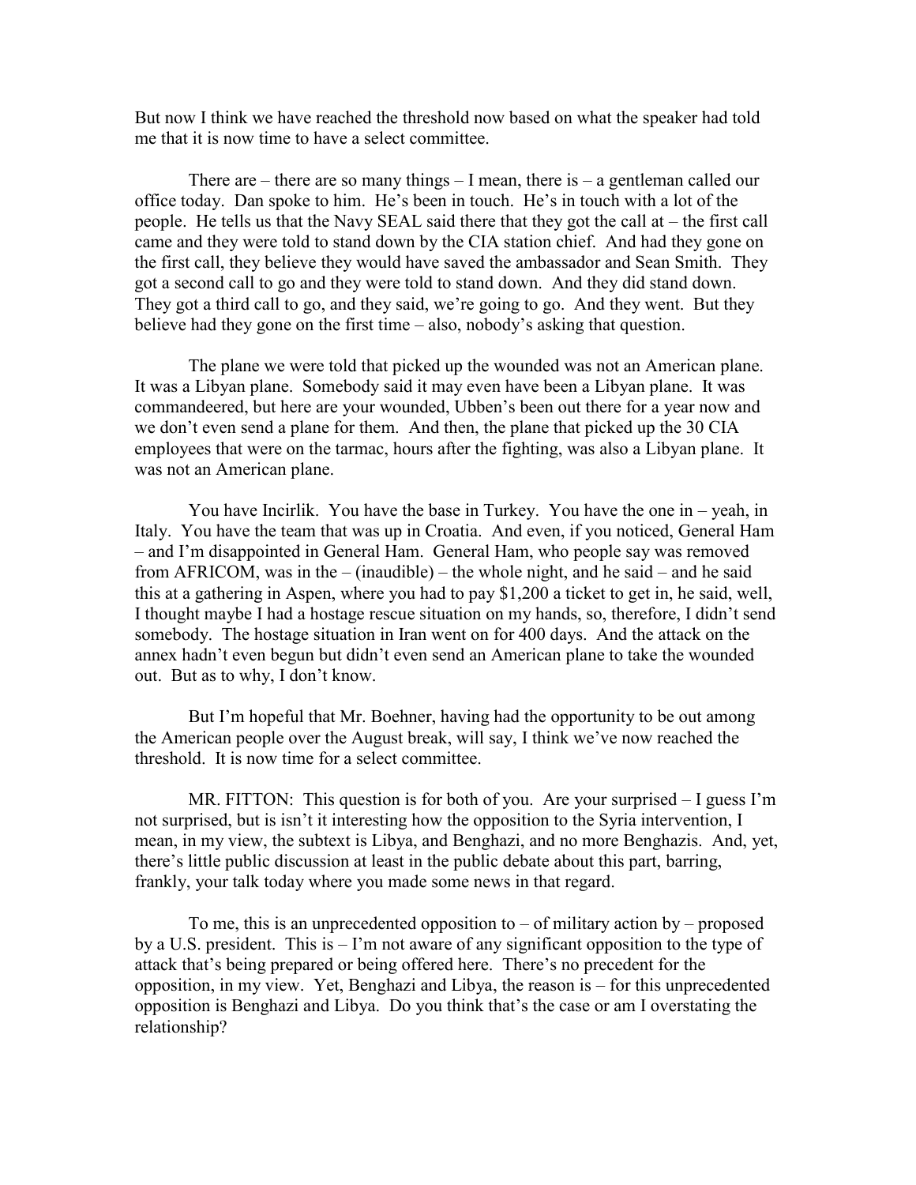But now I think we have reached the threshold now based on what the speaker had told me that it is now time to have a select committee.

There are – there are so many things – I mean, there is – a gentleman called our office today. Dan spoke to him. He's been in touch. He's in touch with a lot of the people. He tells us that the Navy SEAL said there that they got the call at – the first call came and they were told to stand down by the CIA station chief. And had they gone on the first call, they believe they would have saved the ambassador and Sean Smith. They got a second call to go and they were told to stand down. And they did stand down. They got a third call to go, and they said, we're going to go. And they went. But they believe had they gone on the first time – also, nobody's asking that question.

The plane we were told that picked up the wounded was not an American plane. It was a Libyan plane. Somebody said it may even have been a Libyan plane. It was commandeered, but here are your wounded, Ubben's been out there for a year now and we don't even send a plane for them. And then, the plane that picked up the 30 CIA employees that were on the tarmac, hours after the fighting, was also a Libyan plane. It was not an American plane.

You have Incirlik. You have the base in Turkey. You have the one in – yeah, in Italy. You have the team that was up in Croatia. And even, if you noticed, General Ham – and I'm disappointed in General Ham. General Ham, who people say was removed from AFRICOM, was in the – (inaudible) – the whole night, and he said – and he said this at a gathering in Aspen, where you had to pay $1,200 a ticket to get in, he said, well, I thought maybe I had a hostage rescue situation on my hands, so, therefore, I didn't send somebody. The hostage situation in Iran went on for 400 days. And the attack on the annex hadn't even begun but didn't even send an American plane to take the wounded out. But as to why, I don't know.

But I'm hopeful that Mr. Boehner, having had the opportunity to be out among the American people over the August break, will say, I think we've now reached the threshold. It is now time for a select committee.

MR. FITTON: This question is for both of you. Are your surprised – I guess I'm not surprised, but is isn't it interesting how the opposition to the Syria intervention, I mean, in my view, the subtext is Libya, and Benghazi, and no more Benghazis. And, yet, there's little public discussion at least in the public debate about this part, barring, frankly, your talk today where you made some news in that regard.

To me, this is an unprecedented opposition to – of military action by – proposed by a U.S. president. This is – I'm not aware of any significant opposition to the type of attack that's being prepared or being offered here. There's no precedent for the opposition, in my view. Yet, Benghazi and Libya, the reason is – for this unprecedented opposition is Benghazi and Libya. Do you think that's the case or am I overstating the relationship?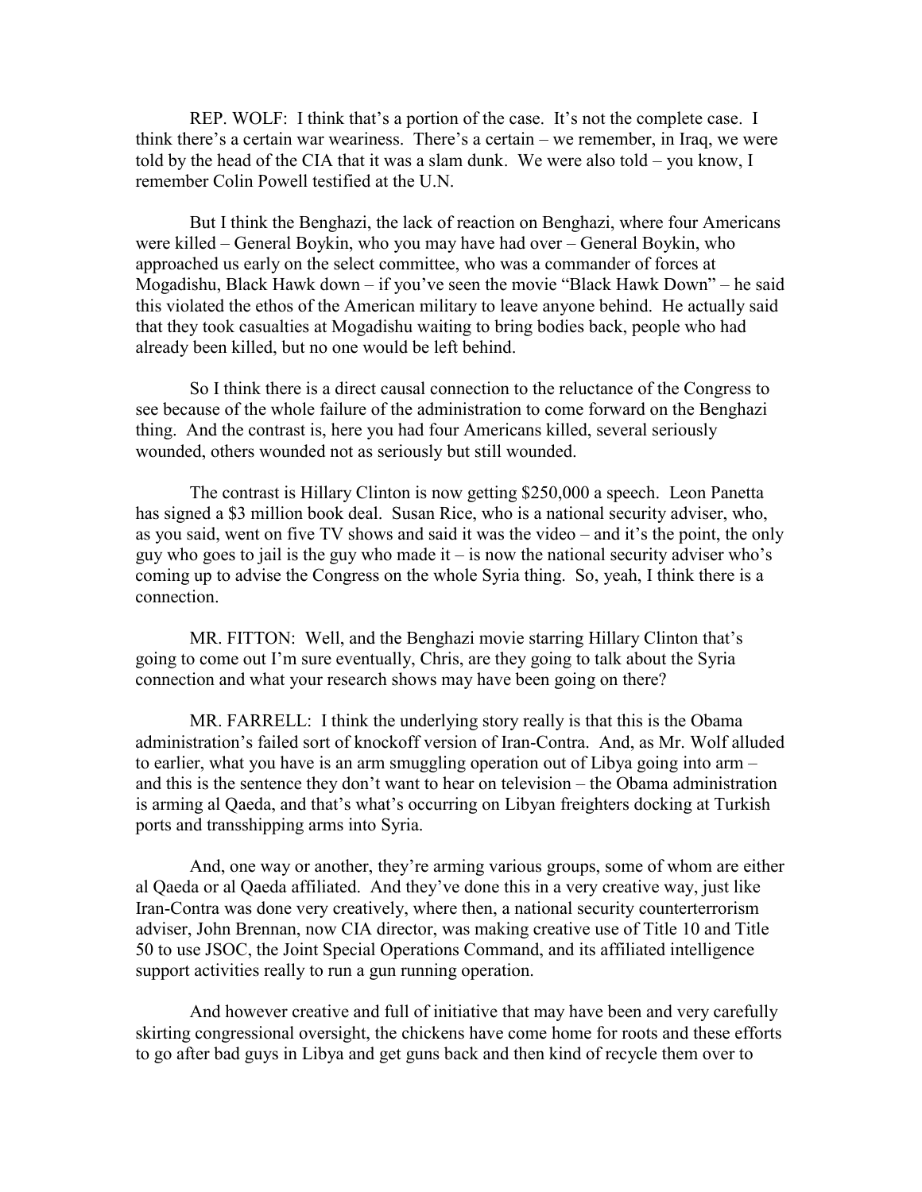REP. WOLF: I think that's a portion of the case. It's not the complete case. I think there's a certain war weariness. There's a certain – we remember, in Iraq, we were told by the head of the CIA that it was a slam dunk. We were also told – you know, I remember Colin Powell testified at the U.N.

But I think the Benghazi, the lack of reaction on Benghazi, where four Americans were killed – General Boykin, who you may have had over – General Boykin, who approached us early on the select committee, who was a commander of forces at Mogadishu, Black Hawk down – if you've seen the movie "Black Hawk Down" – he said this violated the ethos of the American military to leave anyone behind. He actually said that they took casualties at Mogadishu waiting to bring bodies back, people who had already been killed, but no one would be left behind.

So I think there is a direct causal connection to the reluctance of the Congress to see because of the whole failure of the administration to come forward on the Benghazi thing. And the contrast is, here you had four Americans killed, several seriously wounded, others wounded not as seriously but still wounded.

The contrast is Hillary Clinton is now getting $250,000 a speech. Leon Panetta has signed a $3 million book deal. Susan Rice, who is a national security adviser, who, as you said, went on five TV shows and said it was the video – and it's the point, the only guy who goes to jail is the guy who made it – is now the national security adviser who's coming up to advise the Congress on the whole Syria thing. So, yeah, I think there is a connection.

MR. FITTON: Well, and the Benghazi movie starring Hillary Clinton that's going to come out I'm sure eventually, Chris, are they going to talk about the Syria connection and what your research shows may have been going on there?

MR. FARRELL: I think the underlying story really is that this is the Obama administration's failed sort of knockoff version of Iran-Contra. And, as Mr. Wolf alluded to earlier, what you have is an arm smuggling operation out of Libya going into arm – and this is the sentence they don't want to hear on television – the Obama administration is arming al Qaeda, and that's what's occurring on Libyan freighters docking at Turkish ports and transshipping arms into Syria.

And, one way or another, they're arming various groups, some of whom are either al Qaeda or al Qaeda affiliated. And they've done this in a very creative way, just like Iran-Contra was done very creatively, where then, a national security counterterrorism adviser, John Brennan, now CIA director, was making creative use of Title 10 and Title 50 to use JSOC, the Joint Special Operations Command, and its affiliated intelligence support activities really to run a gun running operation.

And however creative and full of initiative that may have been and very carefully skirting congressional oversight, the chickens have come home for roots and these efforts to go after bad guys in Libya and get guns back and then kind of recycle them over to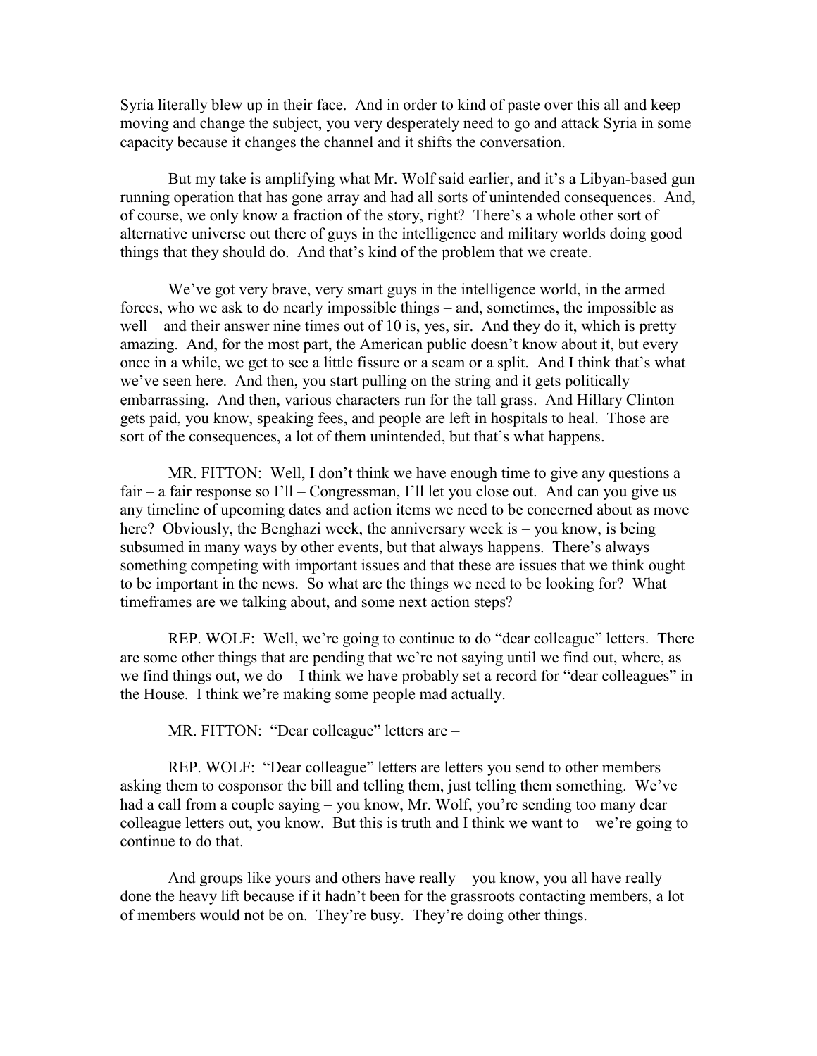Syria literally blew up in their face. And in order to kind of paste over this all and keep moving and change the subject, you very desperately need to go and attack Syria in some capacity because it changes the channel and it shifts the conversation.

But my take is amplifying what Mr. Wolf said earlier, and it's a Libyan-based gun running operation that has gone array and had all sorts of unintended consequences. And, of course, we only know a fraction of the story, right? There's a whole other sort of alternative universe out there of guys in the intelligence and military worlds doing good things that they should do. And that's kind of the problem that we create.

We've got very brave, very smart guys in the intelligence world, in the armed forces, who we ask to do nearly impossible things – and, sometimes, the impossible as well – and their answer nine times out of 10 is, yes, sir. And they do it, which is pretty amazing. And, for the most part, the American public doesn't know about it, but every once in a while, we get to see a little fissure or a seam or a split. And I think that's what we've seen here. And then, you start pulling on the string and it gets politically embarrassing. And then, various characters run for the tall grass. And Hillary Clinton gets paid, you know, speaking fees, and people are left in hospitals to heal. Those are sort of the consequences, a lot of them unintended, but that's what happens.

MR. FITTON: Well, I don't think we have enough time to give any questions a fair – a fair response so I'll – Congressman, I'll let you close out. And can you give us any timeline of upcoming dates and action items we need to be concerned about as move here? Obviously, the Benghazi week, the anniversary week is – you know, is being subsumed in many ways by other events, but that always happens. There's always something competing with important issues and that these are issues that we think ought to be important in the news. So what are the things we need to be looking for? What timeframes are we talking about, and some next action steps?

REP. WOLF: Well, we're going to continue to do "dear colleague" letters. There are some other things that are pending that we're not saying until we find out, where, as we find things out, we do – I think we have probably set a record for "dear colleagues" in the House. I think we're making some people mad actually.

MR. FITTON: "Dear colleague" letters are –

REP. WOLF: "Dear colleague" letters are letters you send to other members asking them to cosponsor the bill and telling them, just telling them something. We've had a call from a couple saying – you know, Mr. Wolf, you're sending too many dear colleague letters out, you know. But this is truth and I think we want to – we're going to continue to do that.

And groups like yours and others have really – you know, you all have really done the heavy lift because if it hadn't been for the grassroots contacting members, a lot of members would not be on. They're busy. They're doing other things.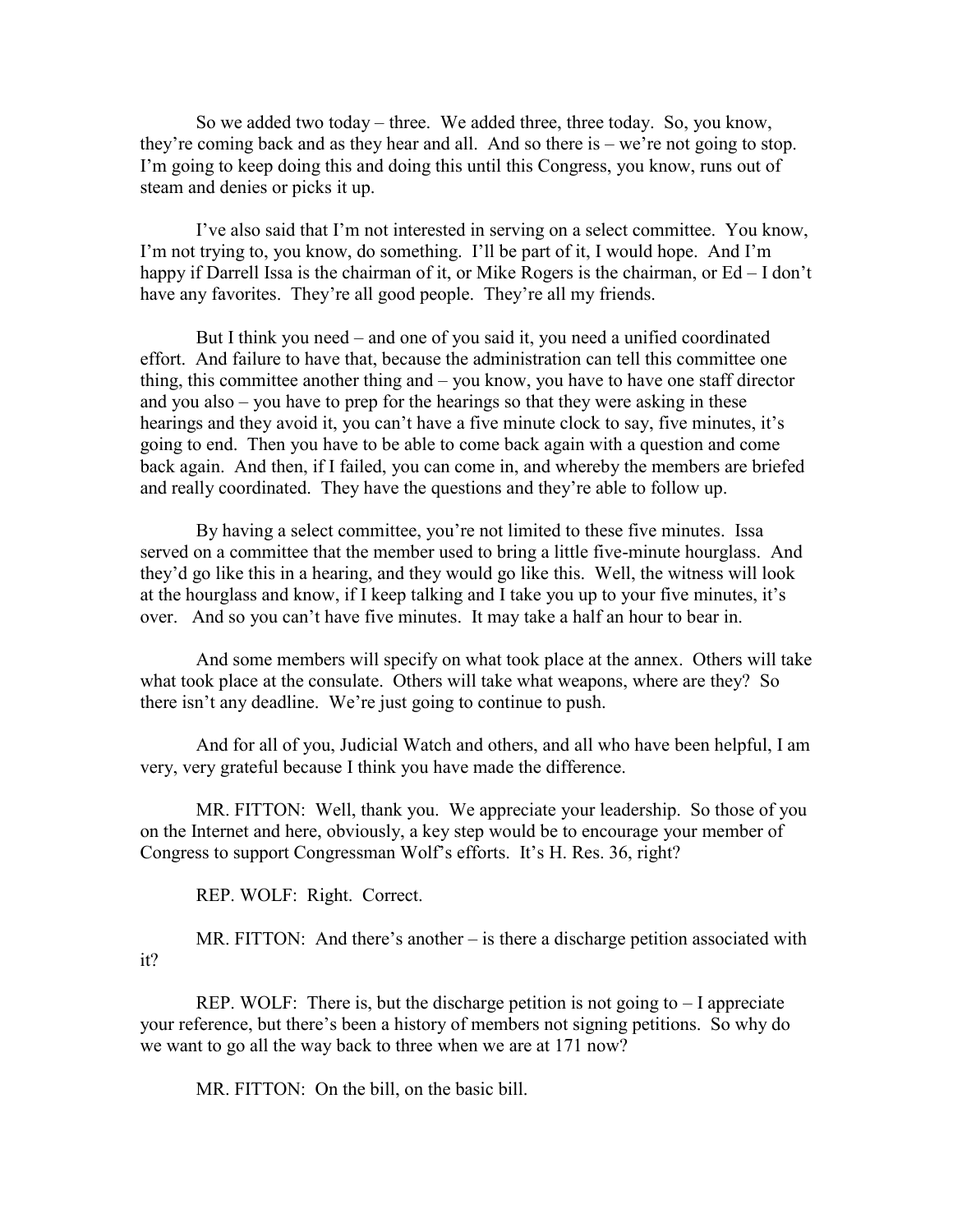So we added two today – three. We added three, three today. So, you know, they're coming back and as they hear and all. And so there is – we're not going to stop. I'm going to keep doing this and doing this until this Congress, you know, runs out of steam and denies or picks it up.

I've also said that I'm not interested in serving on a select committee. You know, I'm not trying to, you know, do something. I'll be part of it, I would hope. And I'm happy if Darrell Issa is the chairman of it, or Mike Rogers is the chairman, or Ed – I don't have any favorites. They're all good people. They're all my friends.

But I think you need – and one of you said it, you need a unified coordinated effort. And failure to have that, because the administration can tell this committee one thing, this committee another thing and – you know, you have to have one staff director and you also – you have to prep for the hearings so that they were asking in these hearings and they avoid it, you can't have a five minute clock to say, five minutes, it's going to end. Then you have to be able to come back again with a question and come back again. And then, if I failed, you can come in, and whereby the members are briefed and really coordinated. They have the questions and they're able to follow up.

By having a select committee, you're not limited to these five minutes. Issa served on a committee that the member used to bring a little five-minute hourglass. And they'd go like this in a hearing, and they would go like this. Well, the witness will look at the hourglass and know, if I keep talking and I take you up to your five minutes, it's over. And so you can't have five minutes. It may take a half an hour to bear in.

And some members will specify on what took place at the annex. Others will take what took place at the consulate. Others will take what weapons, where are they? So there isn't any deadline. We're just going to continue to push.

And for all of you, Judicial Watch and others, and all who have been helpful, I am very, very grateful because I think you have made the difference.

MR. FITTON: Well, thank you. We appreciate your leadership. So those of you on the Internet and here, obviously, a key step would be to encourage your member of Congress to support Congressman Wolf's efforts. It's H. Res. 36, right?

REP. WOLF: Right. Correct.

MR. FITTON: And there's another – is there a discharge petition associated with it?

REP. WOLF: There is, but the discharge petition is not going to – I appreciate your reference, but there's been a history of members not signing petitions. So why do we want to go all the way back to three when we are at 171 now?

MR. FITTON: On the bill, on the basic bill.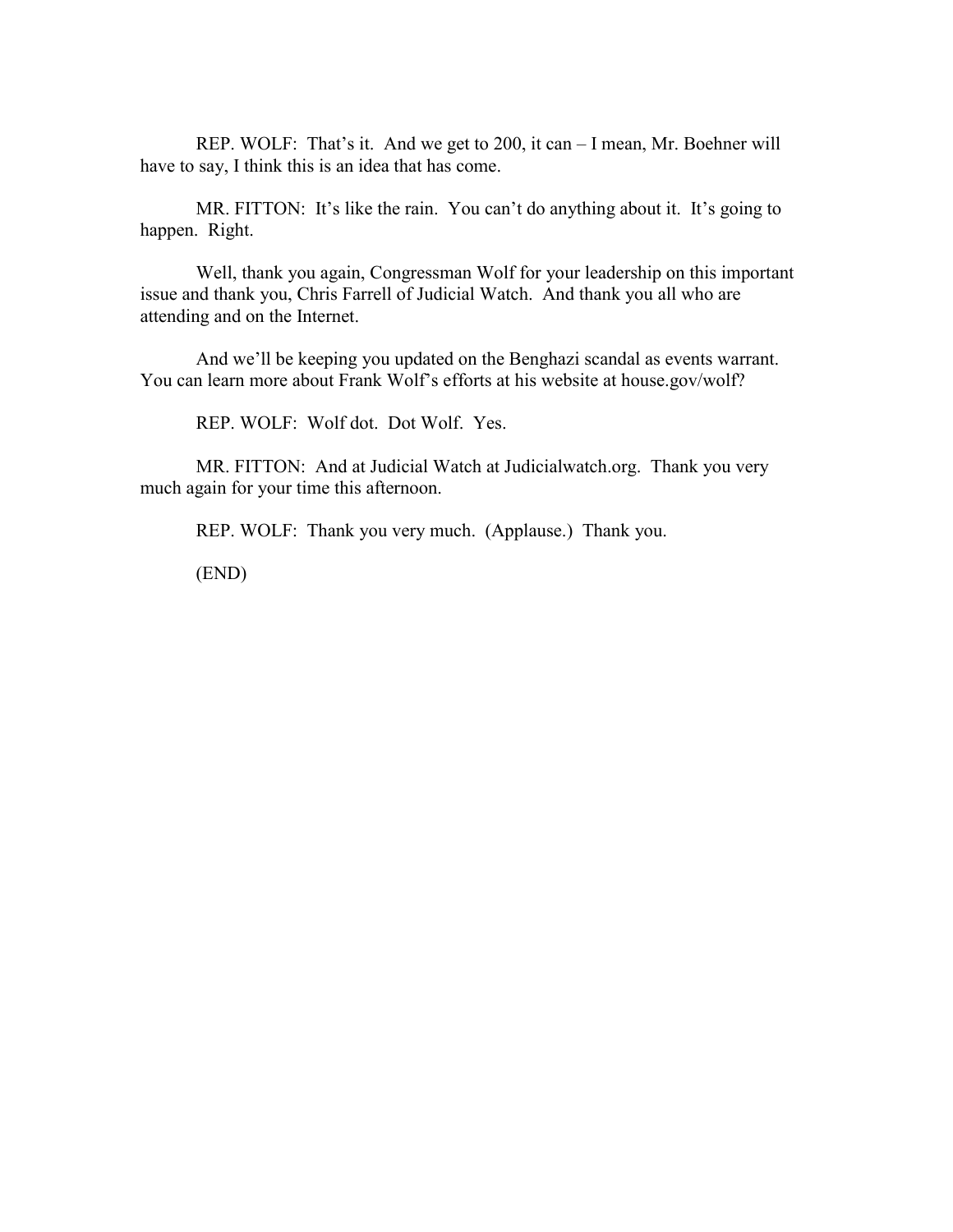REP. WOLF: That's it. And we get to 200, it can – I mean, Mr. Boehner will have to say, I think this is an idea that has come.

MR. FITTON: It's like the rain. You can't do anything about it. It's going to happen. Right.

Well, thank you again, Congressman Wolf for your leadership on this important issue and thank you, Chris Farrell of Judicial Watch. And thank you all who are attending and on the Internet.

And we'll be keeping you updated on the Benghazi scandal as events warrant. You can learn more about Frank Wolf's efforts at his website at house.gov/wolf?

REP. WOLF: Wolf dot. Dot Wolf. Yes.

MR. FITTON: And at Judicial Watch at Judicialwatch.org. Thank you very much again for your time this afternoon.

REP. WOLF: Thank you very much. (Applause.) Thank you.

(END)